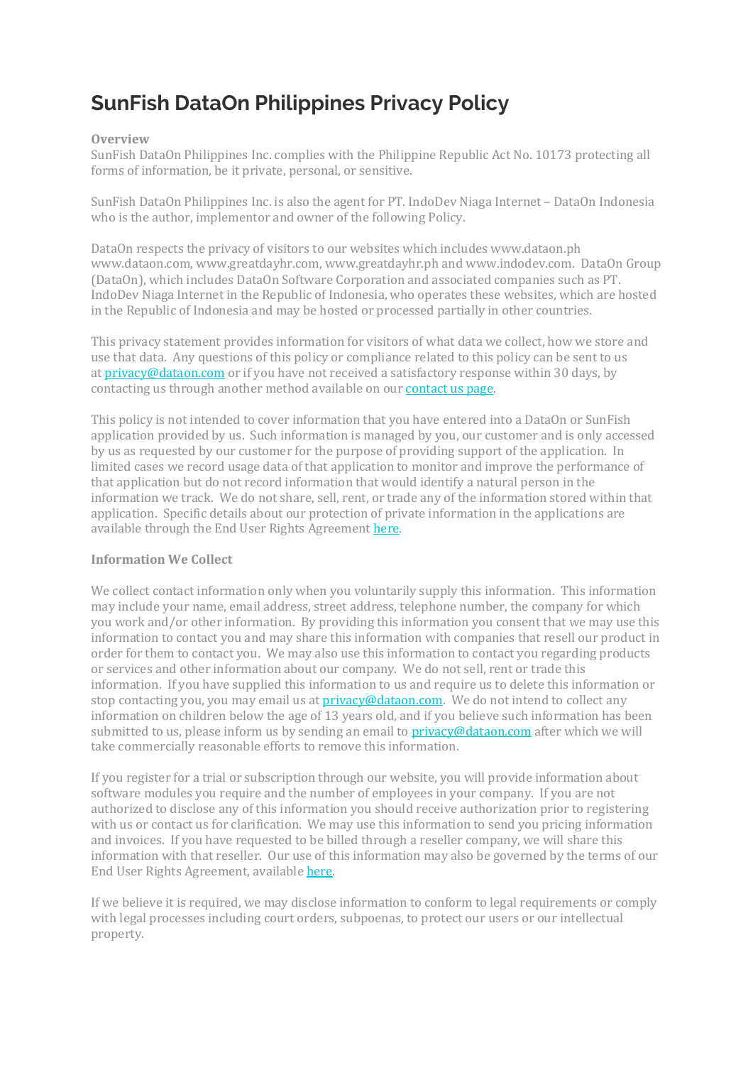# SunFish DataOn Philippines Privacy Policy

**Overview**

SunFish DataOn Philippines Inc. complies with the Philippine Republic Act No. 10173 protecting all forms of information, be it private, personal, or sensitive.

SunFish DataOn Philippines Inc. is also the agent for PT. IndoDev Niaga Internet – DataOn Indonesia who is the author, implementor and owner of the following Policy.

DataOn respects the privacy of visitors to our websites which includes www.dataon.ph www.dataon.com, www.greatdayhr.com, www.greatdayhr.ph and www.indodev.com. DataOn Group (DataOn), which includes DataOn Software Corporation and associated companies such as PT. IndoDev Niaga Internet in the Republic of Indonesia, who operates these websites, which are hosted in the Republic of Indonesia and may be hosted or processed partially in other countries.

This privacy statement provides information for visitors of what data we collect, how we store and use that data. Any questions of this policy or compliance related to this policy can be sent to us at privacy@dataon.com or if you have not received a satisfactory response within 30 days, by contacting us through another method available on our contact us page.

This policy is not intended to cover information that you have entered into a DataOn or SunFish application provided by us. Such information is managed by you, our customer and is only accessed by us as requested by our customer for the purpose of providing support of the application. In limited cases we record usage data of that application to monitor and improve the performance of that application but do not record information that would identify a natural person in the information we track. We do not share, sell, rent, or trade any of the information stored within that application. Specific details about our protection of private information in the applications are available through the End User Rights Agreement here.

**Information We Collect**

We collect contact information only when you voluntarily supply this information. This information may include your name, email address, street address, telephone number, the company for which you work and/or other information. By providing this information you consent that we may use this information to contact you and may share this information with companies that resell our product in order for them to contact you. We may also use this information to contact you regarding products or services and other information about our company. We do not sell, rent or trade this information. If you have supplied this information to us and require us to delete this information or stop contacting you, you may email us at privacy@dataon.com. We do not intend to collect any information on children below the age of 13 years old, and if you believe such information has been submitted to us, please inform us by sending an email to privacy@dataon.com after which we will take commercially reasonable efforts to remove this information.

If you register for a trial or subscription through our website, you will provide information about software modules you require and the number of employees in your company. If you are not authorized to disclose any of this information you should receive authorization prior to registering with us or contact us for clarification. We may use this information to send you pricing information and invoices. If you have requested to be billed through a reseller company, we will share this information with that reseller. Our use of this information may also be governed by the terms of our End User Rights Agreement, available here.

If we believe it is required, we may disclose information to conform to legal requirements or comply with legal processes including court orders, subpoenas, to protect our users or our intellectual property.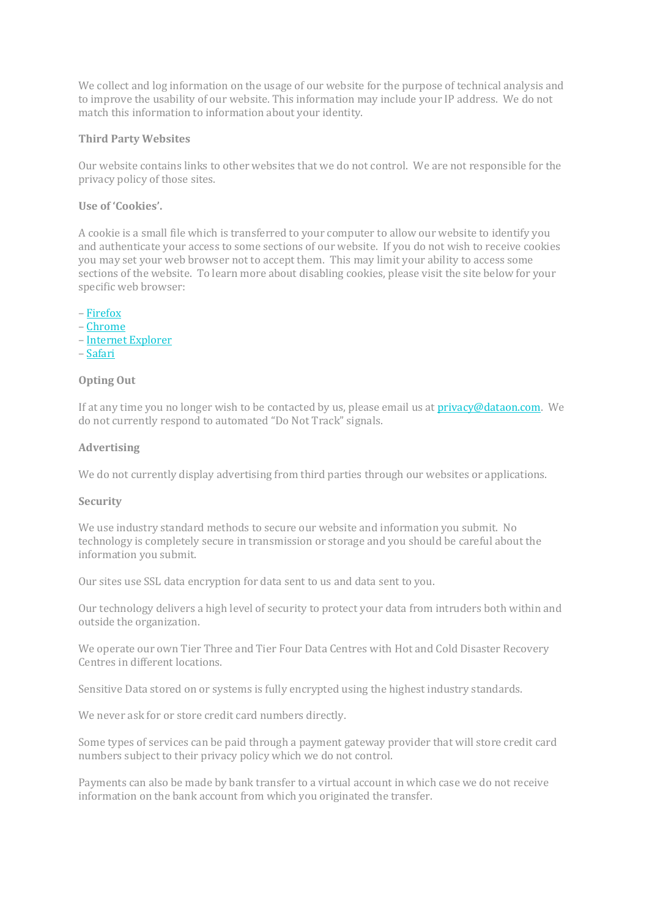We collect and log information on the usage of our website for the purpose of technical analysis and to improve the usability of our website. This information may include your IP address. We do not match this information to information about your identity.

**Third Party Websites**

Our website contains links to other websites that we do not control. We are not responsible for the privacy policy of those sites.

**Use of 'Cookies'.**

A cookie is a small file which is transferred to your computer to allow our website to identify you and authenticate your access to some sections of our website. If you do not wish to receive cookies you may set your web browser not to accept them. This may limit your ability to access some sections of the website. To learn more about disabling cookies, please visit the site below for your specific web browser:

– Firefox
– Chrome
– Internet Explorer
– Safari

**Opting Out**

If at any time you no longer wish to be contacted by us, please email us at privacy@dataon.com. We do not currently respond to automated "Do Not Track" signals.

**Advertising**

We do not currently display advertising from third parties through our websites or applications.

**Security**

We use industry standard methods to secure our website and information you submit. No technology is completely secure in transmission or storage and you should be careful about the information you submit.

Our sites use SSL data encryption for data sent to us and data sent to you.

Our technology delivers a high level of security to protect your data from intruders both within and outside the organization.

We operate our own Tier Three and Tier Four Data Centres with Hot and Cold Disaster Recovery Centres in different locations.

Sensitive Data stored on or systems is fully encrypted using the highest industry standards.

We never ask for or store credit card numbers directly.

Some types of services can be paid through a payment gateway provider that will store credit card numbers subject to their privacy policy which we do not control.

Payments can also be made by bank transfer to a virtual account in which case we do not receive information on the bank account from which you originated the transfer.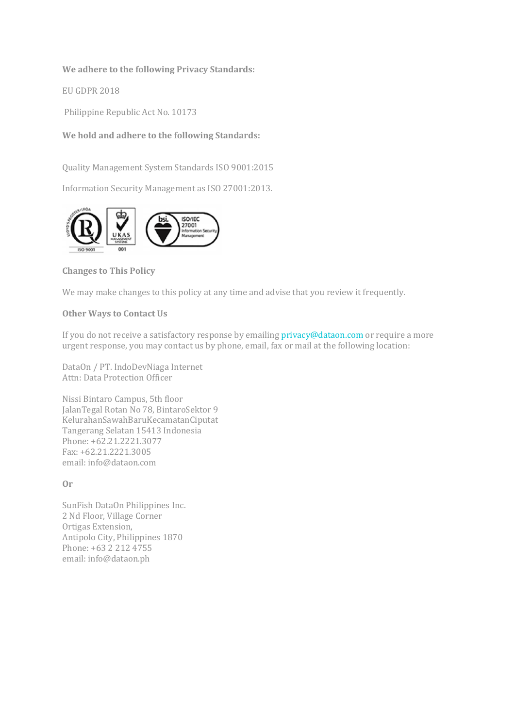**We adhere to the following Privacy Standards:**

EU GDPR 2018

Philippine Republic Act No. 10173

**We hold and adhere to the following Standards:**

Quality Management System Standards ISO 9001:2015

Information Security Management as ISO 27001:2013.

**Changes to This Policy**

We may make changes to this policy at any time and advise that you review it frequently.

**Other Ways to Contact Us**

If you do not receive a satisfactory response by emailing privacy@dataon.com or require a more urgent response, you may contact us by phone, email, fax or mail at the following location:

DataOn / PT. IndoDevNiaga Internet
Attn: Data Protection Officer

Nissi Bintaro Campus, 5th floor
JalanTegal Rotan No 78, BintaroSektor 9
KelurahanSawahBaruKecamatanCiputat
Tangerang Selatan 15413 Indonesia
Phone: +62.21.2221.3077
Fax: +62.21.2221.3005
email: info@dataon.com

**Or**

SunFish DataOn Philippines Inc.
2 Nd Floor, Village Corner
Ortigas Extension,
Antipolo City, Philippines 1870
Phone: +63 2 212 4755
email: info@dataon.ph